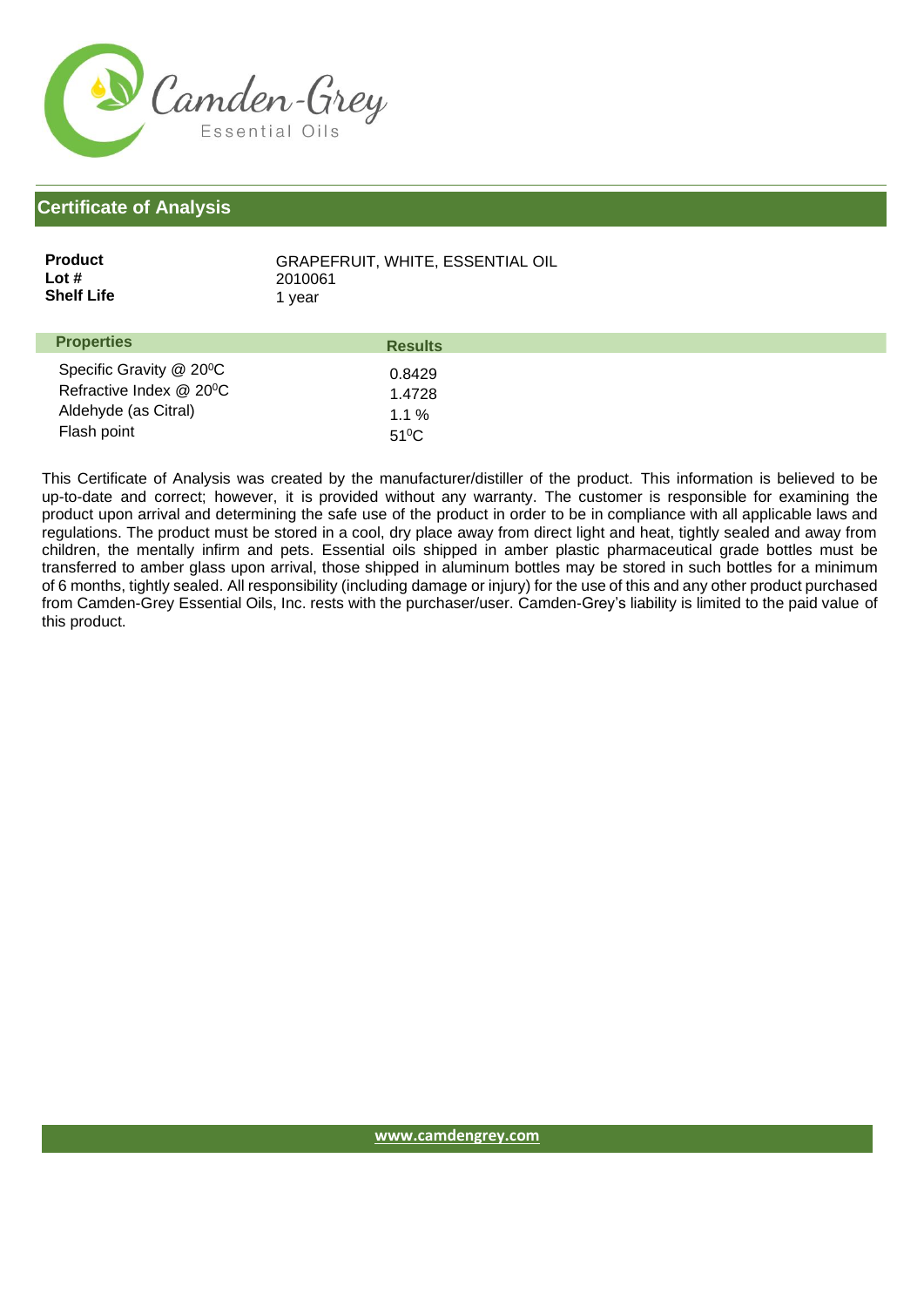Camden-Grey
Essential Oils

## Certificate of Analysis

| | |
|---|---|
| **Product** | GRAPEFRUIT, WHITE, ESSENTIAL OIL |
| **Lot #** | 2010061 |
| **Shelf Life** | 1 year |

| Properties | Results |
|---|---|
| Specific Gravity @ 20$^0$C | 0.8429 |
| Refractive Index @ 20$^0$C | 1.4728 |
| Aldehyde (as Citral) | 1.1 % |
| Flash point | 51$^0$C |

This Certificate of Analysis was created by the manufacturer/distiller of the product. This information is believed to be up-to-date and correct; however, it is provided without any warranty. The customer is responsible for examining the product upon arrival and determining the safe use of the product in order to be in compliance with all applicable laws and regulations. The product must be stored in a cool, dry place away from direct light and heat, tightly sealed and away from children, the mentally infirm and pets. Essential oils shipped in amber plastic pharmaceutical grade bottles must be transferred to amber glass upon arrival, those shipped in aluminum bottles may be stored in such bottles for a minimum of 6 months, tightly sealed. All responsibility (including damage or injury) for the use of this and any other product purchased from Camden-Grey Essential Oils, Inc. rests with the purchaser/user. Camden-Grey's liability is limited to the paid value of this product.

www.camdengrey.com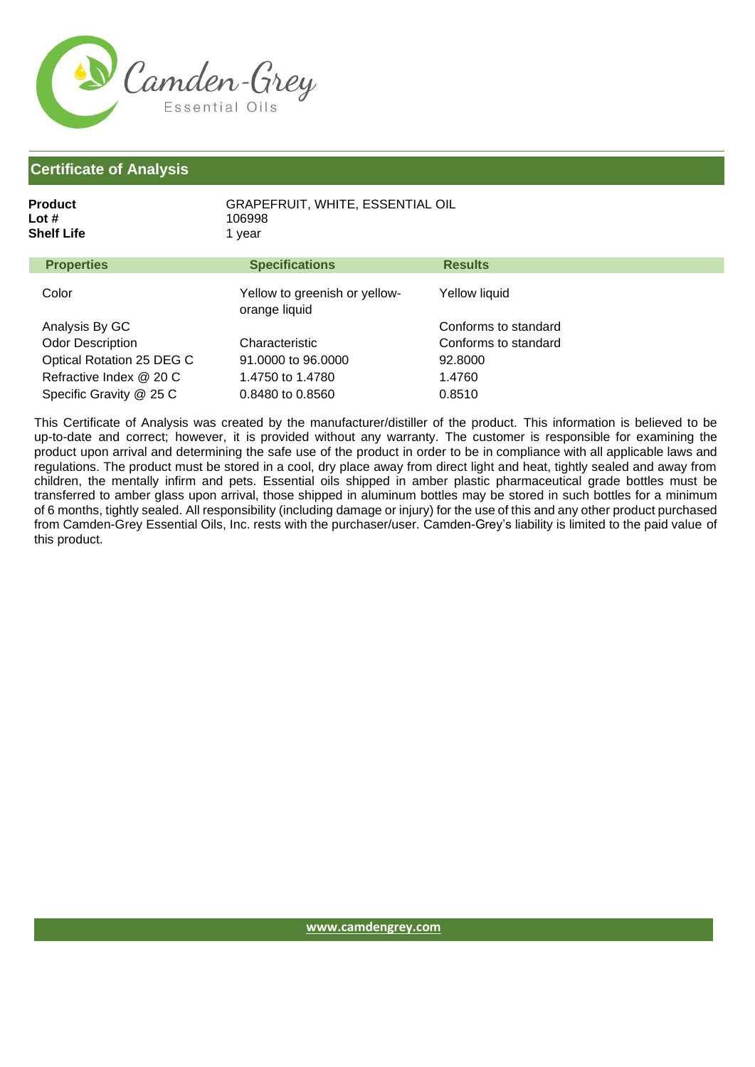## Certificate of Analysis

**Product** GRAPEFRUIT, WHITE, ESSENTIAL OIL
**Lot #** 106998
**Shelf Life** 1 year

| Properties | Specifications | Results |
|---|---|---|
| Color | Yellow to greenish or yellow-orange liquid | Yellow liquid |
| Analysis By GC | | Conforms to standard |
| Odor Description | Characteristic | Conforms to standard |
| Optical Rotation 25 DEG C | 91.0000 to 96.0000 | 92.8000 |
| Refractive Index @ 20 C | 1.4750 to 1.4780 | 1.4760 |
| Specific Gravity @ 25 C | 0.8480 to 0.8560 | 0.8510 |

This Certificate of Analysis was created by the manufacturer/distiller of the product. This information is believed to be up-to-date and correct; however, it is provided without any warranty. The customer is responsible for examining the product upon arrival and determining the safe use of the product in order to be in compliance with all applicable laws and regulations. The product must be stored in a cool, dry place away from direct light and heat, tightly sealed and away from children, the mentally infirm and pets. Essential oils shipped in amber plastic pharmaceutical grade bottles must be transferred to amber glass upon arrival, those shipped in aluminum bottles may be stored in such bottles for a minimum of 6 months, tightly sealed. All responsibility (including damage or injury) for the use of this and any other product purchased from Camden-Grey Essential Oils, Inc. rests with the purchaser/user. Camden-Grey's liability is limited to the paid value of this product.

www.camdengrey.com